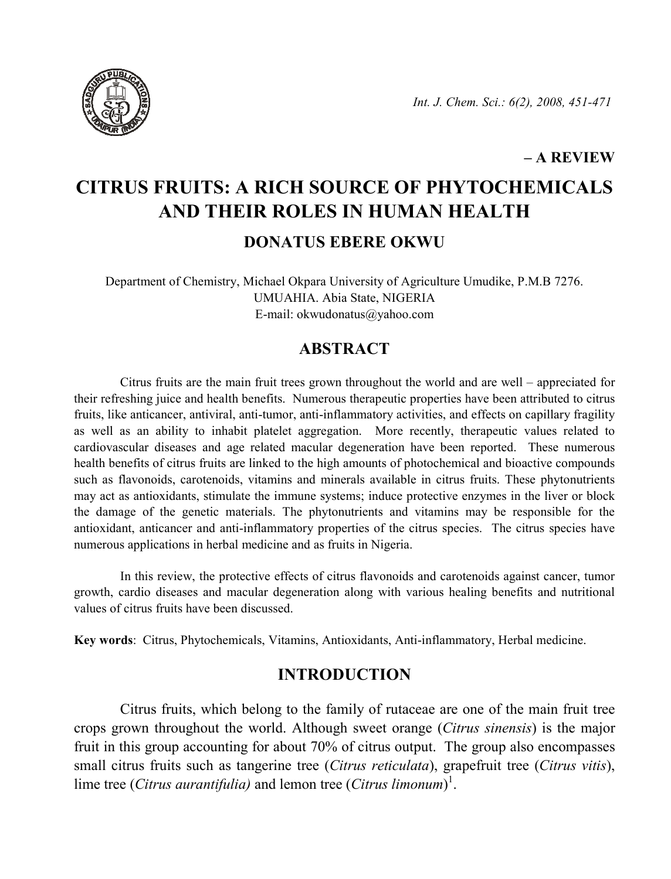– A REVIEW

# CITRUS FRUITS: A RICH SOURCE OF PHYTOCHEMICALS AND THEIR ROLES IN HUMAN HEALTH

## DONATUS EBERE OKWU

Department of Chemistry, Michael Okpara University of Agriculture Umudike, P.M.B 7276. UMUAHIA. Abia State, NIGERIA
E-mail: okwudonatus@yahoo.com

## ABSTRACT

Citrus fruits are the main fruit trees grown throughout the world and are well – appreciated for their refreshing juice and health benefits. Numerous therapeutic properties have been attributed to citrus fruits, like anticancer, antiviral, anti-tumor, anti-inflammatory activities, and effects on capillary fragility as well as an ability to inhabit platelet aggregation. More recently, therapeutic values related to cardiovascular diseases and age related macular degeneration have been reported. These numerous health benefits of citrus fruits are linked to the high amounts of photochemical and bioactive compounds such as flavonoids, carotenoids, vitamins and minerals available in citrus fruits. These phytonutrients may act as antioxidants, stimulate the immune systems; induce protective enzymes in the liver or block the damage of the genetic materials. The phytonutrients and vitamins may be responsible for the antioxidant, anticancer and anti-inflammatory properties of the citrus species. The citrus species have numerous applications in herbal medicine and as fruits in Nigeria.

In this review, the protective effects of citrus flavonoids and carotenoids against cancer, tumor growth, cardio diseases and macular degeneration along with various healing benefits and nutritional values of citrus fruits have been discussed.

**Key words**: Citrus, Phytochemicals, Vitamins, Antioxidants, Anti-inflammatory, Herbal medicine.

## INTRODUCTION

Citrus fruits, which belong to the family of rutaceae are one of the main fruit tree crops grown throughout the world. Although sweet orange (*Citrus sinensis*) is the major fruit in this group accounting for about 70% of citrus output. The group also encompasses small citrus fruits such as tangerine tree (*Citrus reticulata*), grapefruit tree (*Citrus vitis*), lime tree (*Citrus aurantifulia)* and lemon tree (*Citrus limonum*)[1].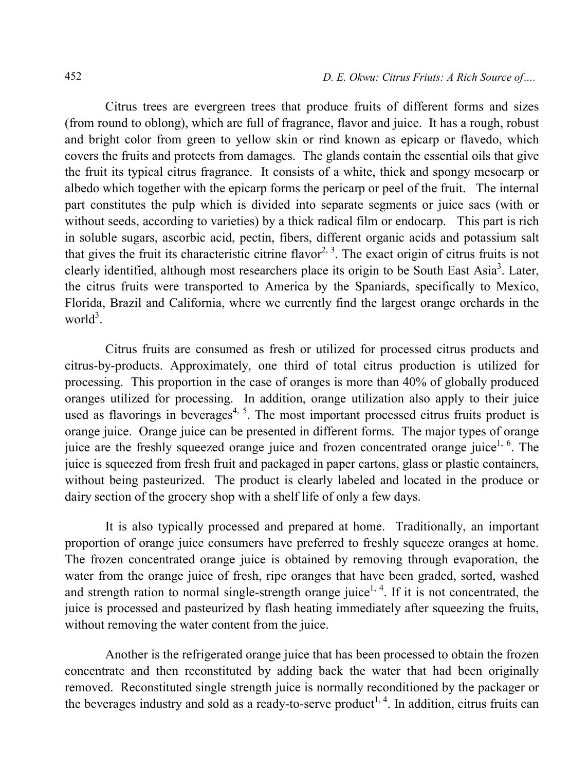Citrus trees are evergreen trees that produce fruits of different forms and sizes (from round to oblong), which are full of fragrance, flavor and juice. It has a rough, robust and bright color from green to yellow skin or rind known as epicarp or flavedo, which covers the fruits and protects from damages. The glands contain the essential oils that give the fruit its typical citrus fragrance. It consists of a white, thick and spongy mesocarp or albedo which together with the epicarp forms the pericarp or peel of the fruit. The internal part constitutes the pulp which is divided into separate segments or juice sacs (with or without seeds, according to varieties) by a thick radical film or endocarp. This part is rich in soluble sugars, ascorbic acid, pectin, fibers, different organic acids and potassium salt that gives the fruit its characteristic citrine flavor[2, 3]. The exact origin of citrus fruits is not clearly identified, although most researchers place its origin to be South East Asia[3]. Later, the citrus fruits were transported to America by the Spaniards, specifically to Mexico, Florida, Brazil and California, where we currently find the largest orange orchards in the world[3].

Citrus fruits are consumed as fresh or utilized for processed citrus products and citrus-by-products. Approximately, one third of total citrus production is utilized for processing. This proportion in the case of oranges is more than 40% of globally produced oranges utilized for processing. In addition, orange utilization also apply to their juice used as flavorings in beverages[4, 5]. The most important processed citrus fruits product is orange juice. Orange juice can be presented in different forms. The major types of orange juice are the freshly squeezed orange juice and frozen concentrated orange juice[1, 6]. The juice is squeezed from fresh fruit and packaged in paper cartons, glass or plastic containers, without being pasteurized. The product is clearly labeled and located in the produce or dairy section of the grocery shop with a shelf life of only a few days.

It is also typically processed and prepared at home. Traditionally, an important proportion of orange juice consumers have preferred to freshly squeeze oranges at home. The frozen concentrated orange juice is obtained by removing through evaporation, the water from the orange juice of fresh, ripe oranges that have been graded, sorted, washed and strength ration to normal single-strength orange juice[1, 4]. If it is not concentrated, the juice is processed and pasteurized by flash heating immediately after squeezing the fruits, without removing the water content from the juice.

Another is the refrigerated orange juice that has been processed to obtain the frozen concentrate and then reconstituted by adding back the water that had been originally removed. Reconstituted single strength juice is normally reconditioned by the packager or the beverages industry and sold as a ready-to-serve product[1, 4]. In addition, citrus fruits can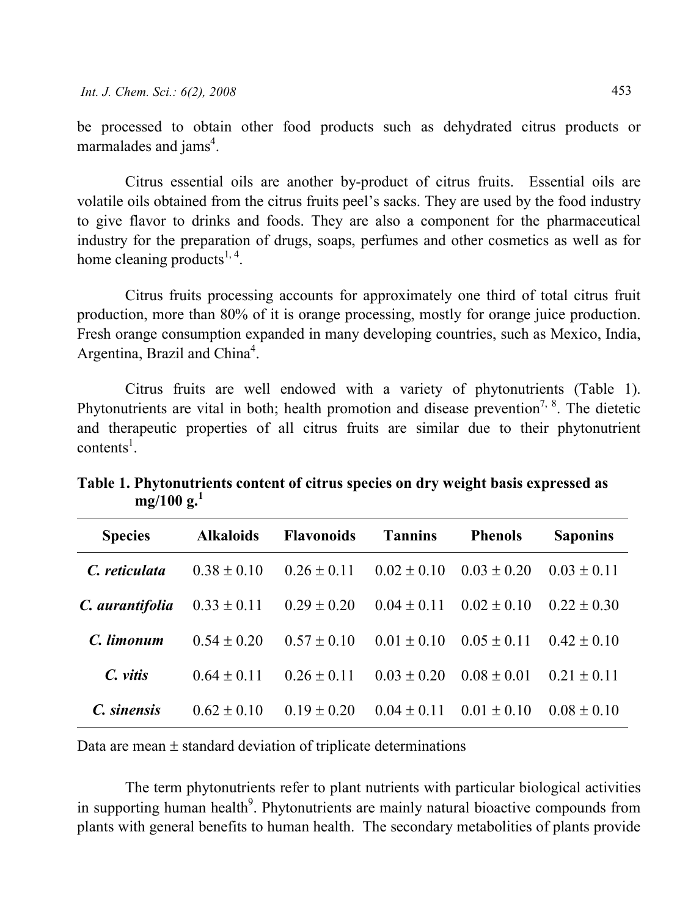be processed to obtain other food products such as dehydrated citrus products or marmalades and jams[4].

Citrus essential oils are another by-product of citrus fruits. Essential oils are volatile oils obtained from the citrus fruits peel's sacks. They are used by the food industry to give flavor to drinks and foods. They are also a component for the pharmaceutical industry for the preparation of drugs, soaps, perfumes and other cosmetics as well as for home cleaning products[1, 4].

Citrus fruits processing accounts for approximately one third of total citrus fruit production, more than 80% of it is orange processing, mostly for orange juice production. Fresh orange consumption expanded in many developing countries, such as Mexico, India, Argentina, Brazil and China[4].

Citrus fruits are well endowed with a variety of phytonutrients (Table 1). Phytonutrients are vital in both; health promotion and disease prevention[7, 8]. The dietetic and therapeutic properties of all citrus fruits are similar due to their phytonutrient contents[1].

**Table 1. Phytonutrients content of citrus species on dry weight basis expressed as mg/100 g.[1]**

| Species | Alkaloids | Flavonoids | Tannins | Phenols | Saponins |
|---|---|---|---|---|---|
| ***C. reticulata*** | 0.38 ± 0.10 | 0.26 ± 0.11 | 0.02 ± 0.10 | 0.03 ± 0.20 | 0.03 ± 0.11 |
| ***C. aurantifolia*** | 0.33 ± 0.11 | 0.29 ± 0.20 | 0.04 ± 0.11 | 0.02 ± 0.10 | 0.22 ± 0.30 |
| ***C. limonum*** | 0.54 ± 0.20 | 0.57 ± 0.10 | 0.01 ± 0.10 | 0.05 ± 0.11 | 0.42 ± 0.10 |
| ***C. vitis*** | 0.64 ± 0.11 | 0.26 ± 0.11 | 0.03 ± 0.20 | 0.08 ± 0.01 | 0.21 ± 0.11 |
| ***C. sinensis*** | 0.62 ± 0.10 | 0.19 ± 0.20 | 0.04 ± 0.11 | 0.01 ± 0.10 | 0.08 ± 0.10 |

Data are mean ± standard deviation of triplicate determinations

The term phytonutrients refer to plant nutrients with particular biological activities in supporting human health[9]. Phytonutrients are mainly natural bioactive compounds from plants with general benefits to human health. The secondary metabolities of plants provide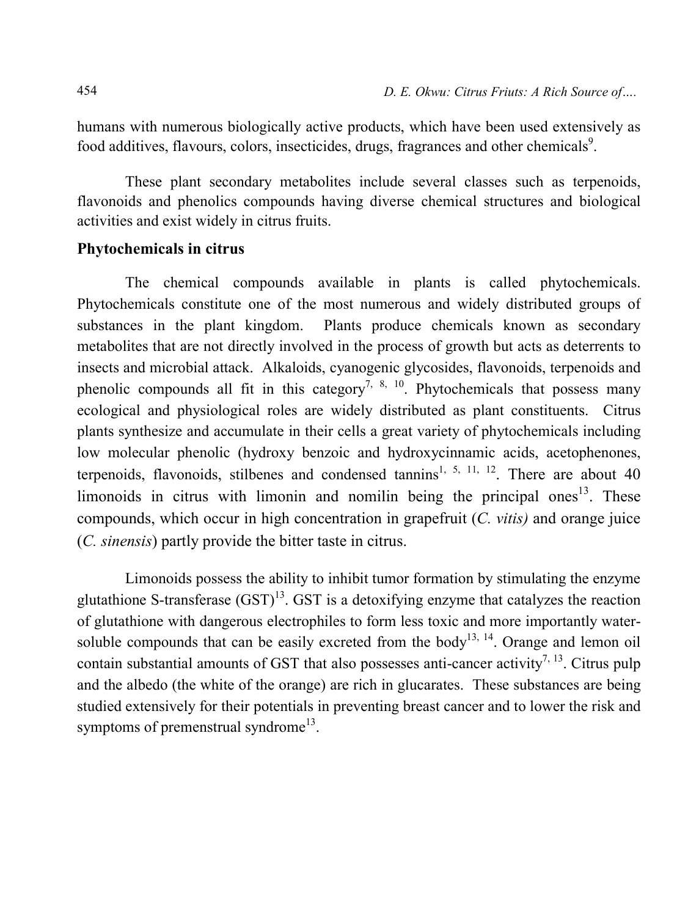humans with numerous biologically active products, which have been used extensively as food additives, flavours, colors, insecticides, drugs, fragrances and other chemicals[9].

These plant secondary metabolites include several classes such as terpenoids, flavonoids and phenolics compounds having diverse chemical structures and biological activities and exist widely in citrus fruits.

## Phytochemicals in citrus

The chemical compounds available in plants is called phytochemicals. Phytochemicals constitute one of the most numerous and widely distributed groups of substances in the plant kingdom. Plants produce chemicals known as secondary metabolites that are not directly involved in the process of growth but acts as deterrents to insects and microbial attack. Alkaloids, cyanogenic glycosides, flavonoids, terpenoids and phenolic compounds all fit in this category[7, 8, 10]. Phytochemicals that possess many ecological and physiological roles are widely distributed as plant constituents. Citrus plants synthesize and accumulate in their cells a great variety of phytochemicals including low molecular phenolic (hydroxy benzoic and hydroxycinnamic acids, acetophenones, terpenoids, flavonoids, stilbenes and condensed tannins[1, 5, 11, 12]. There are about 40 limonoids in citrus with limonin and nomilin being the principal ones[13]. These compounds, which occur in high concentration in grapefruit (*C. vitis)* and orange juice (*C. sinensis*) partly provide the bitter taste in citrus.

Limonoids possess the ability to inhibit tumor formation by stimulating the enzyme glutathione S-transferase (GST)[13]. GST is a detoxifying enzyme that catalyzes the reaction of glutathione with dangerous electrophiles to form less toxic and more importantly water-soluble compounds that can be easily excreted from the body[13, 14]. Orange and lemon oil contain substantial amounts of GST that also possesses anti-cancer activity[7, 13]. Citrus pulp and the albedo (the white of the orange) are rich in glucarates. These substances are being studied extensively for their potentials in preventing breast cancer and to lower the risk and symptoms of premenstrual syndrome[13].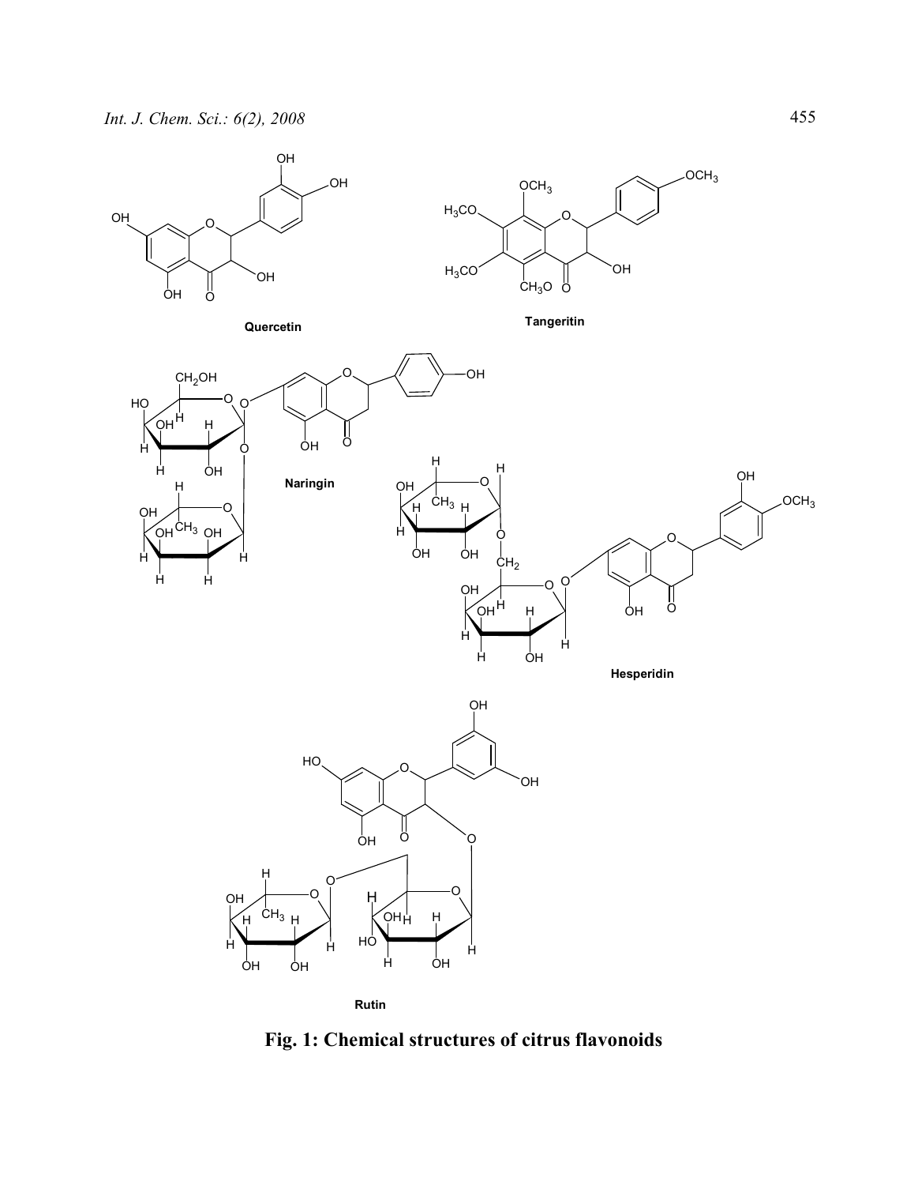Quercetin

Tangeritin

Naringin

Hesperidin

Rutin

**Fig. 1: Chemical structures of citrus flavonoids**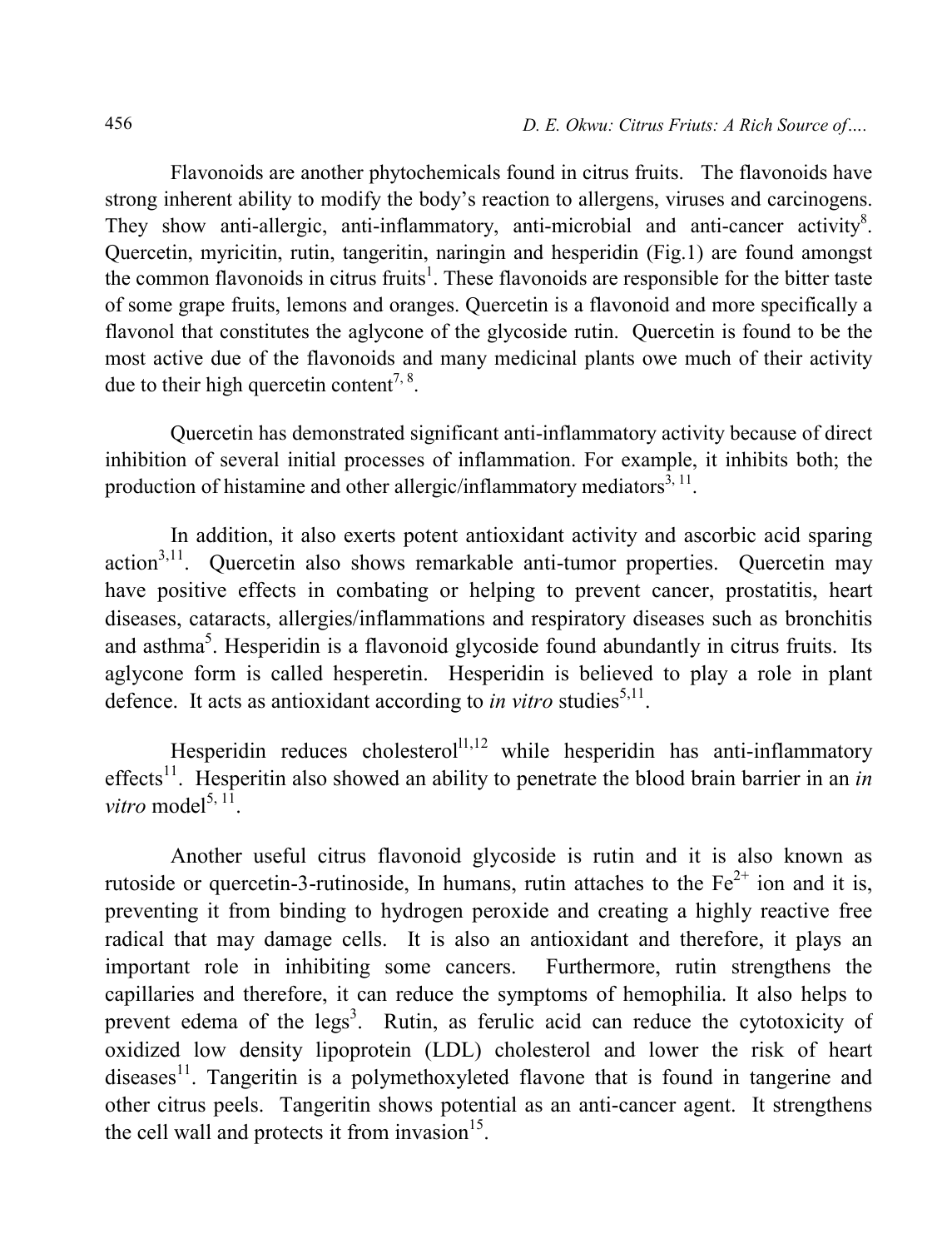Flavonoids are another phytochemicals found in citrus fruits. The flavonoids have strong inherent ability to modify the body's reaction to allergens, viruses and carcinogens. They show anti-allergic, anti-inflammatory, anti-microbial and anti-cancer activity[8]. Quercetin, myricitin, rutin, tangeritin, naringin and hesperidin (Fig.1) are found amongst the common flavonoids in citrus fruits[1]. These flavonoids are responsible for the bitter taste of some grape fruits, lemons and oranges. Quercetin is a flavonoid and more specifically a flavonol that constitutes the aglycone of the glycoside rutin. Quercetin is found to be the most active due of the flavonoids and many medicinal plants owe much of their activity due to their high quercetin content[7, 8].

Quercetin has demonstrated significant anti-inflammatory activity because of direct inhibition of several initial processes of inflammation. For example, it inhibits both; the production of histamine and other allergic/inflammatory mediators[3, 11].

In addition, it also exerts potent antioxidant activity and ascorbic acid sparing action[3,11]. Quercetin also shows remarkable anti-tumor properties. Quercetin may have positive effects in combating or helping to prevent cancer, prostatitis, heart diseases, cataracts, allergies/inflammations and respiratory diseases such as bronchitis and asthma[5]. Hesperidin is a flavonoid glycoside found abundantly in citrus fruits. Its aglycone form is called hesperetin. Hesperidin is believed to play a role in plant defence. It acts as antioxidant according to *in vitro* studies[5,11].

Hesperidin reduces cholesterol[11,12] while hesperidin has anti-inflammatory effects[11]. Hesperitin also showed an ability to penetrate the blood brain barrier in an *in vitro* model[5, 11].

Another useful citrus flavonoid glycoside is rutin and it is also known as rutoside or quercetin-3-rutinoside, In humans, rutin attaches to the $Fe^{2+}$ ion and it is, preventing it from binding to hydrogen peroxide and creating a highly reactive free radical that may damage cells. It is also an antioxidant and therefore, it plays an important role in inhibiting some cancers. Furthermore, rutin strengthens the capillaries and therefore, it can reduce the symptoms of hemophilia. It also helps to prevent edema of the legs[3]. Rutin, as ferulic acid can reduce the cytotoxicity of oxidized low density lipoprotein (LDL) cholesterol and lower the risk of heart diseases[11]. Tangeritin is a polymethoxyleted flavone that is found in tangerine and other citrus peels. Tangeritin shows potential as an anti-cancer agent. It strengthens the cell wall and protects it from invasion[15].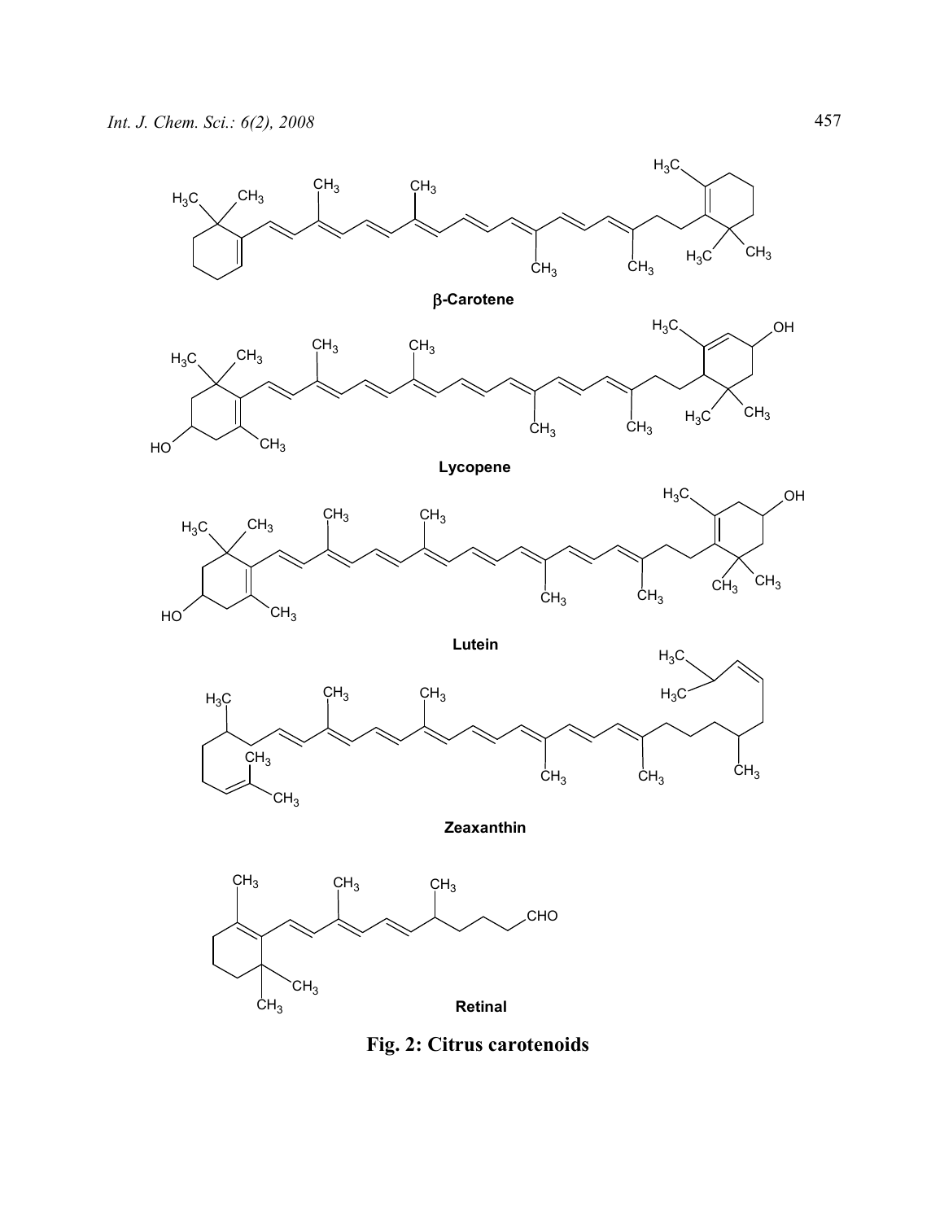**β-Carotene**

**Lycopene**

**Lutein**

**Zeaxanthin**

**Retinal**

**Fig. 2: Citrus carotenoids**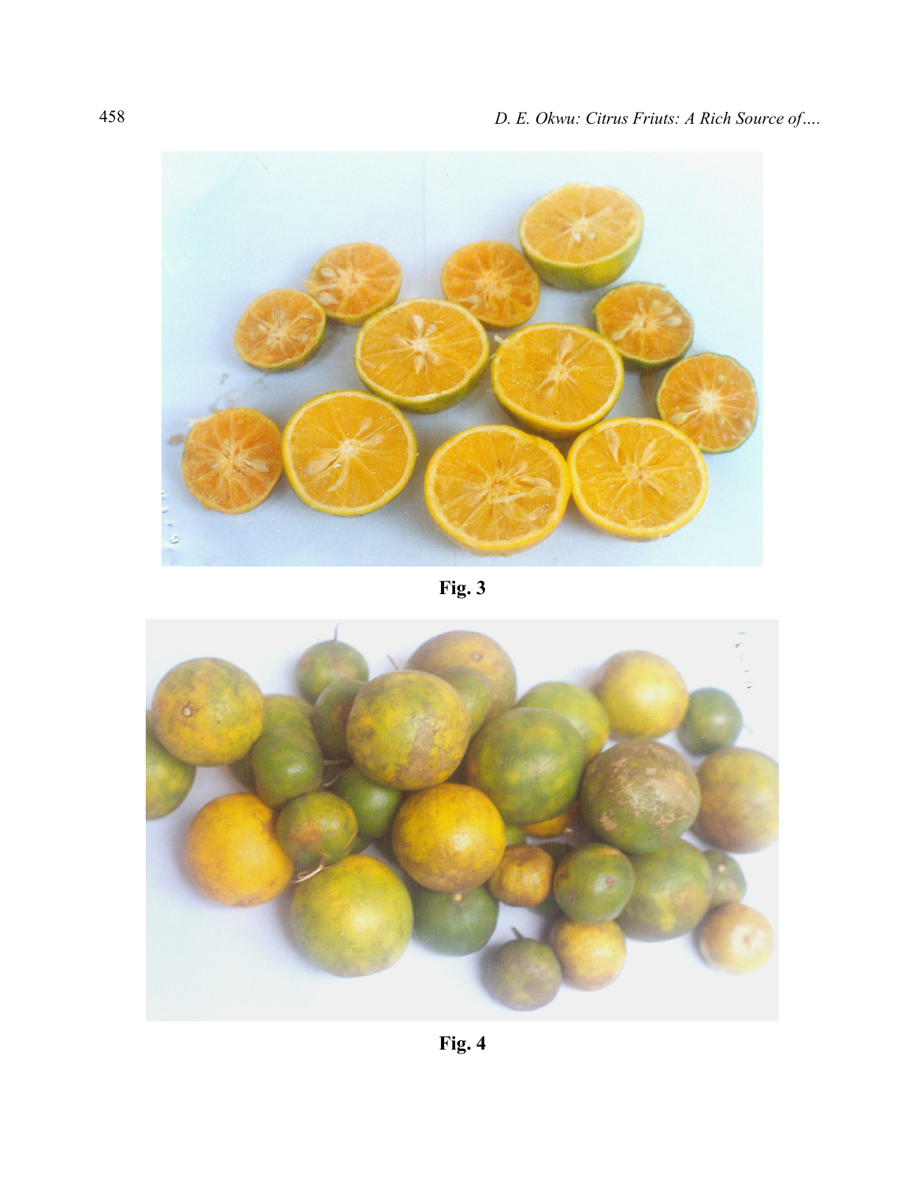Fig. 3

Fig. 4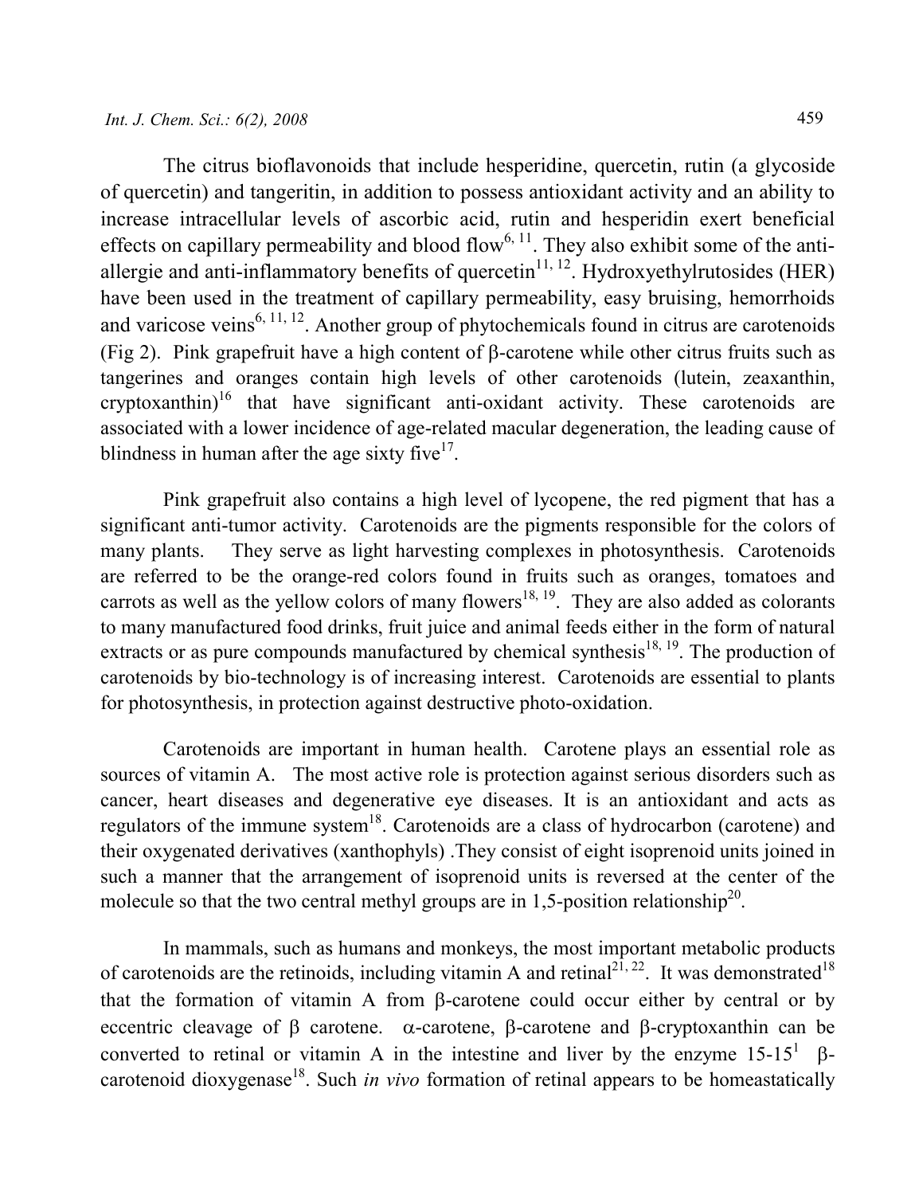The citrus bioflavonoids that include hesperidine, quercetin, rutin (a glycoside of quercetin) and tangeritin, in addition to possess antioxidant activity and an ability to increase intracellular levels of ascorbic acid, rutin and hesperidin exert beneficial effects on capillary permeability and blood flow[6, 11]. They also exhibit some of the anti-allergie and anti-inflammatory benefits of quercetin[11, 12]. Hydroxyethylrutosides (HER) have been used in the treatment of capillary permeability, easy bruising, hemorrhoids and varicose veins[6, 11, 12]. Another group of phytochemicals found in citrus are carotenoids (Fig 2). Pink grapefruit have a high content of β-carotene while other citrus fruits such as tangerines and oranges contain high levels of other carotenoids (lutein, zeaxanthin, cryptoxanthin)[16] that have significant anti-oxidant activity. These carotenoids are associated with a lower incidence of age-related macular degeneration, the leading cause of blindness in human after the age sixty five[17].

Pink grapefruit also contains a high level of lycopene, the red pigment that has a significant anti-tumor activity. Carotenoids are the pigments responsible for the colors of many plants. They serve as light harvesting complexes in photosynthesis. Carotenoids are referred to be the orange-red colors found in fruits such as oranges, tomatoes and carrots as well as the yellow colors of many flowers[18, 19]. They are also added as colorants to many manufactured food drinks, fruit juice and animal feeds either in the form of natural extracts or as pure compounds manufactured by chemical synthesis[18, 19]. The production of carotenoids by bio-technology is of increasing interest. Carotenoids are essential to plants for photosynthesis, in protection against destructive photo-oxidation.

Carotenoids are important in human health. Carotene plays an essential role as sources of vitamin A. The most active role is protection against serious disorders such as cancer, heart diseases and degenerative eye diseases. It is an antioxidant and acts as regulators of the immune system[18]. Carotenoids are a class of hydrocarbon (carotene) and their oxygenated derivatives (xanthophyls) .They consist of eight isoprenoid units joined in such a manner that the arrangement of isoprenoid units is reversed at the center of the molecule so that the two central methyl groups are in 1,5-position relationship[20].

In mammals, such as humans and monkeys, the most important metabolic products of carotenoids are the retinoids, including vitamin A and retinal[21, 22]. It was demonstrated[18] that the formation of vitamin A from β-carotene could occur either by central or by eccentric cleavage of β carotene. α-carotene, β-carotene and β-cryptoxanthin can be converted to retinal or vitamin A in the intestine and liver by the enzyme $15\text{-}15^1$ β-carotenoid dioxygenase[18]. Such *in vivo* formation of retinal appears to be homeastatically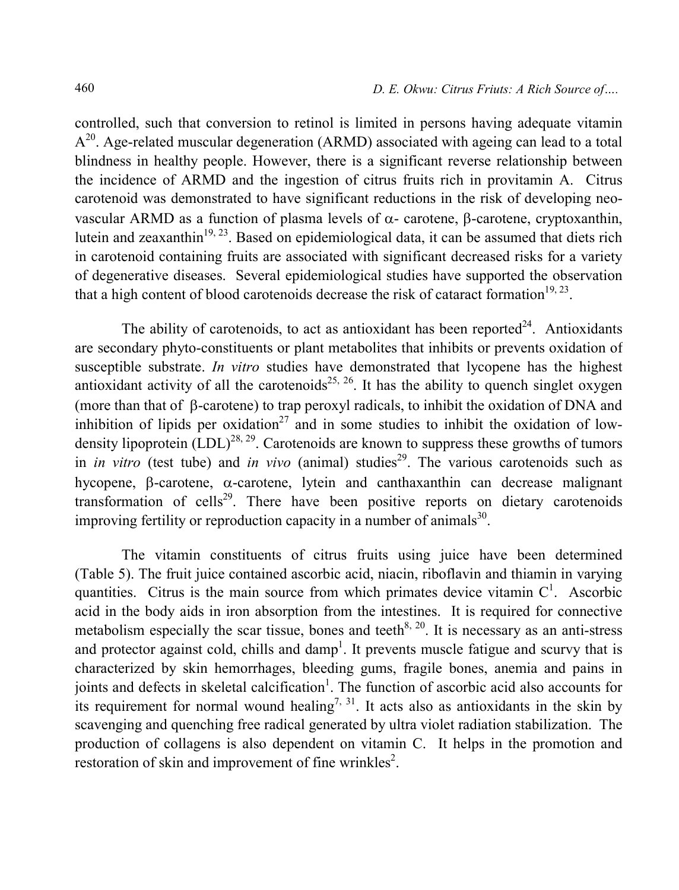controlled, such that conversion to retinol is limited in persons having adequate vitamin A[20]. Age-related muscular degeneration (ARMD) associated with ageing can lead to a total blindness in healthy people. However, there is a significant reverse relationship between the incidence of ARMD and the ingestion of citrus fruits rich in provitamin A. Citrus carotenoid was demonstrated to have significant reductions in the risk of developing neo-vascular ARMD as a function of plasma levels of α- carotene, β-carotene, cryptoxanthin, lutein and zeaxanthin[19, 23]. Based on epidemiological data, it can be assumed that diets rich in carotenoid containing fruits are associated with significant decreased risks for a variety of degenerative diseases. Several epidemiological studies have supported the observation that a high content of blood carotenoids decrease the risk of cataract formation[19, 23].

The ability of carotenoids, to act as antioxidant has been reported[24]. Antioxidants are secondary phyto-constituents or plant metabolites that inhibits or prevents oxidation of susceptible substrate. *In vitro* studies have demonstrated that lycopene has the highest antioxidant activity of all the carotenoids[25, 26]. It has the ability to quench singlet oxygen (more than that of β-carotene) to trap peroxyl radicals, to inhibit the oxidation of DNA and inhibition of lipids per oxidation[27] and in some studies to inhibit the oxidation of low-density lipoprotein (LDL)[28, 29]. Carotenoids are known to suppress these growths of tumors in *in vitro* (test tube) and *in vivo* (animal) studies[29]. The various carotenoids such as hycopene, β-carotene, α-carotene, lytein and canthaxanthin can decrease malignant transformation of cells[29]. There have been positive reports on dietary carotenoids improving fertility or reproduction capacity in a number of animals[30].

The vitamin constituents of citrus fruits using juice have been determined (Table 5). The fruit juice contained ascorbic acid, niacin, riboflavin and thiamin in varying quantities. Citrus is the main source from which primates device vitamin C[1]. Ascorbic acid in the body aids in iron absorption from the intestines. It is required for connective metabolism especially the scar tissue, bones and teeth[8, 20]. It is necessary as an anti-stress and protector against cold, chills and damp[1]. It prevents muscle fatigue and scurvy that is characterized by skin hemorrhages, bleeding gums, fragile bones, anemia and pains in joints and defects in skeletal calcification[1]. The function of ascorbic acid also accounts for its requirement for normal wound healing[7, 31]. It acts also as antioxidants in the skin by scavenging and quenching free radical generated by ultra violet radiation stabilization. The production of collagens is also dependent on vitamin C. It helps in the promotion and restoration of skin and improvement of fine wrinkles[2].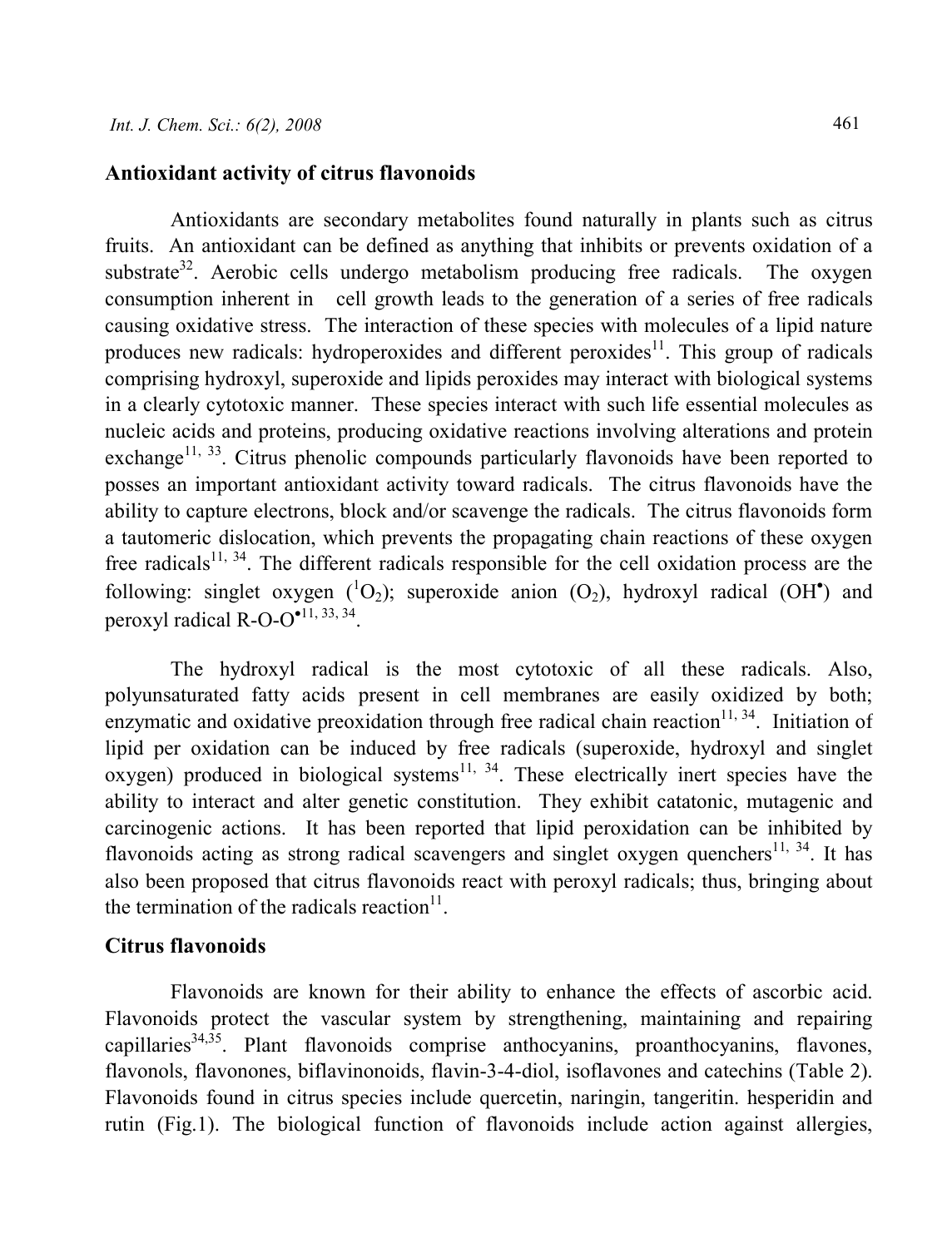## Antioxidant activity of citrus flavonoids

Antioxidants are secondary metabolites found naturally in plants such as citrus fruits. An antioxidant can be defined as anything that inhibits or prevents oxidation of a substrate[32]. Aerobic cells undergo metabolism producing free radicals. The oxygen consumption inherent in cell growth leads to the generation of a series of free radicals causing oxidative stress. The interaction of these species with molecules of a lipid nature produces new radicals: hydroperoxides and different peroxides[11]. This group of radicals comprising hydroxyl, superoxide and lipids peroxides may interact with biological systems in a clearly cytotoxic manner. These species interact with such life essential molecules as nucleic acids and proteins, producing oxidative reactions involving alterations and protein exchange[11, 33]. Citrus phenolic compounds particularly flavonoids have been reported to posses an important antioxidant activity toward radicals. The citrus flavonoids have the ability to capture electrons, block and/or scavenge the radicals. The citrus flavonoids form a tautomeric dislocation, which prevents the propagating chain reactions of these oxygen free radicals[11, 34]. The different radicals responsible for the cell oxidation process are the following: singlet oxygen ($^1O_2$); superoxide anion ($O_2$), hydroxyl radical ($OH^\bullet$) and peroxyl radical R-O-$O^\bullet$[11, 33, 34].

The hydroxyl radical is the most cytotoxic of all these radicals. Also, polyunsaturated fatty acids present in cell membranes are easily oxidized by both; enzymatic and oxidative preoxidation through free radical chain reaction[11, 34]. Initiation of lipid per oxidation can be induced by free radicals (superoxide, hydroxyl and singlet oxygen) produced in biological systems[11, 34]. These electrically inert species have the ability to interact and alter genetic constitution. They exhibit catatonic, mutagenic and carcinogenic actions. It has been reported that lipid peroxidation can be inhibited by flavonoids acting as strong radical scavengers and singlet oxygen quenchers[11, 34]. It has also been proposed that citrus flavonoids react with peroxyl radicals; thus, bringing about the termination of the radicals reaction[11].

## Citrus flavonoids

Flavonoids are known for their ability to enhance the effects of ascorbic acid. Flavonoids protect the vascular system by strengthening, maintaining and repairing capillaries[34,35]. Plant flavonoids comprise anthocyanins, proanthocyanins, flavones, flavonols, flavonones, biflavinonoids, flavin-3-4-diol, isoflavones and catechins (Table 2). Flavonoids found in citrus species include quercetin, naringin, tangeritin. hesperidin and rutin (Fig.1). The biological function of flavonoids include action against allergies,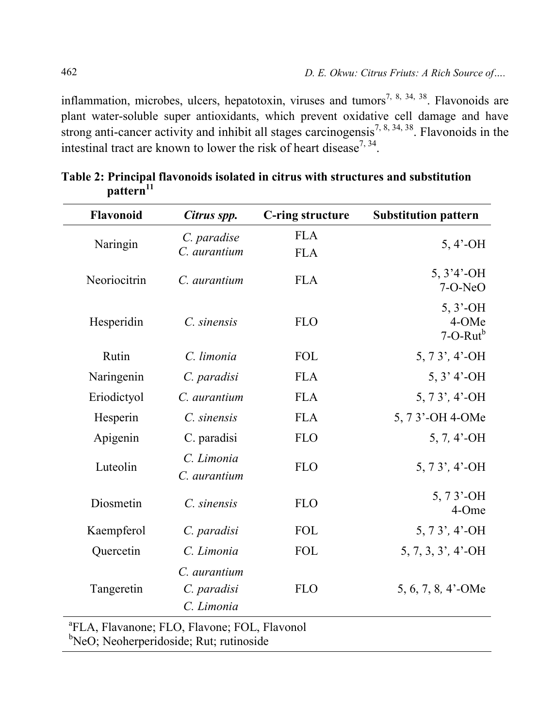inflammation, microbes, ulcers, hepatotoxin, viruses and tumors[7, 8, 34, 38]. Flavonoids are plant water-soluble super antioxidants, which prevent oxidative cell damage and have strong anti-cancer activity and inhibit all stages carcinogensis[7, 8, 34, 38]. Flavonoids in the intestinal tract are known to lower the risk of heart disease[7, 34].

**Table 2: Principal flavonoids isolated in citrus with structures and substitution pattern[11]**

| Flavonoid | *Citrus spp.* | C-ring structure | Substitution pattern |
|---|---|---|---|
| Naringin | *C. paradise*<br>*C. aurantium* | FLA<br>FLA | 5, 4'-OH |
| Neoriocitrin | *C. aurantium* | FLA | 5, 3'4'-OH<br>7-O-NeO |
| Hesperidin | *C. sinensis* | FLO | 5, 3'-OH<br>4-OMe<br>7-O-Rut[b] |
| Rutin | *C. limonia* | FOL | 5, 7 3', 4'-OH |
| Naringenin | *C. paradisi* | FLA | 5, 3' 4'-OH |
| Eriodictyol | *C. aurantium* | FLA | 5, 7 3', 4'-OH |
| Hesperin | *C. sinensis* | FLA | 5, 7 3'-OH 4-OMe |
| Apigenin | C. paradisi | FLO | 5, 7, 4'-OH |
| Luteolin | *C. Limonia*<br>*C. aurantium* | FLO | 5, 7 3', 4'-OH |
| Diosmetin | *C. sinensis* | FLO | 5, 7 3'-OH<br>4-Ome |
| Kaempferol | *C. paradisi* | FOL | 5, 7 3', 4'-OH |
| Quercetin | *C. Limonia* | FOL | 5, 7, 3, 3', 4'-OH |
| Tangeretin | *C. aurantium*<br>*C. paradisi*<br>*C. Limonia* | FLO | 5, 6, 7, 8, 4'-OMe |

[a]FLA, Flavanone; FLO, Flavone; FOL, Flavonol
[b]NeO; Neoherperidoside; Rut; rutinoside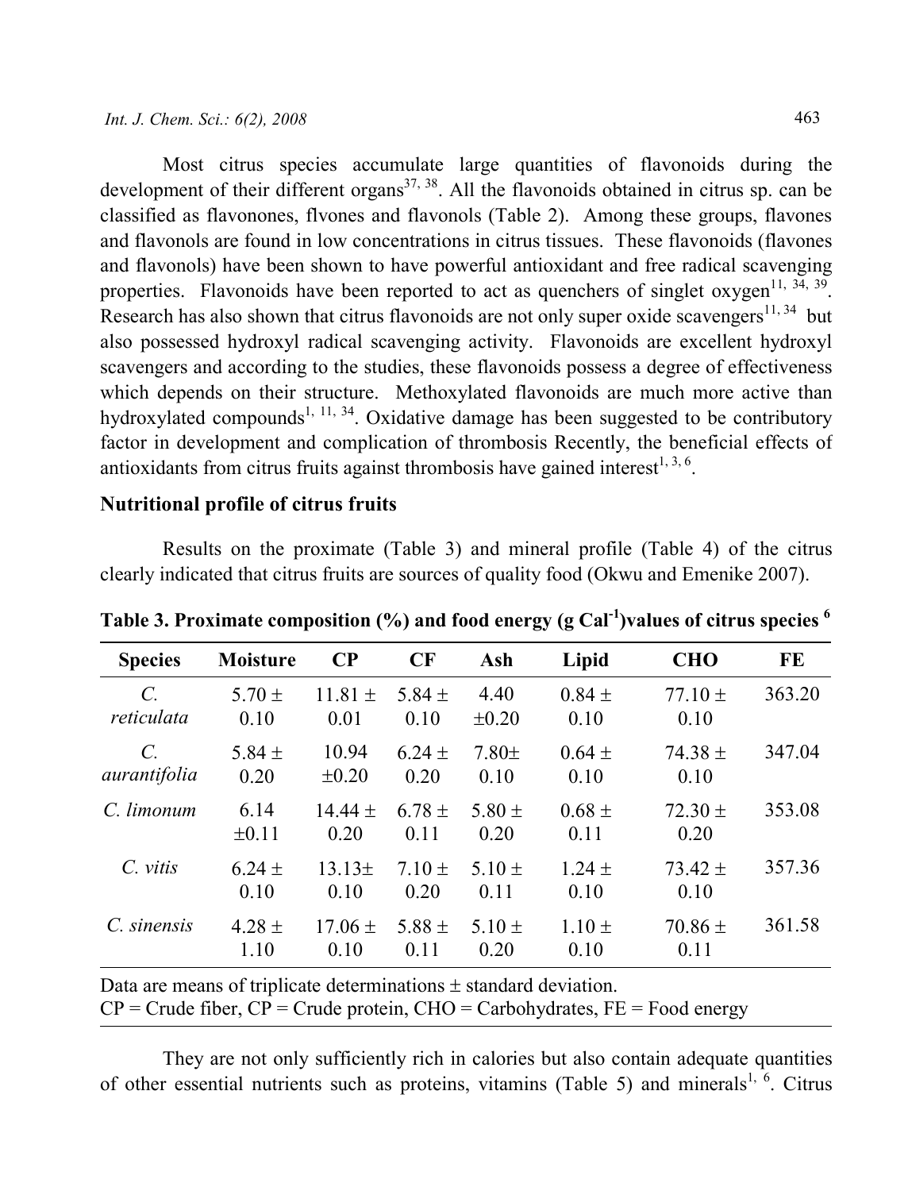Most citrus species accumulate large quantities of flavonoids during the development of their different organs[37, 38]. All the flavonoids obtained in citrus sp. can be classified as flavonones, flvones and flavonols (Table 2). Among these groups, flavones and flavonols are found in low concentrations in citrus tissues. These flavonoids (flavones and flavonols) have been shown to have powerful antioxidant and free radical scavenging properties. Flavonoids have been reported to act as quenchers of singlet oxygen[11, 34, 39]. Research has also shown that citrus flavonoids are not only super oxide scavengers[11, 34] but also possessed hydroxyl radical scavenging activity. Flavonoids are excellent hydroxyl scavengers and according to the studies, these flavonoids possess a degree of effectiveness which depends on their structure. Methoxylated flavonoids are much more active than hydroxylated compounds[1, 11, 34]. Oxidative damage has been suggested to be contributory factor in development and complication of thrombosis Recently, the beneficial effects of antioxidants from citrus fruits against thrombosis have gained interest[1, 3, 6].

## Nutritional profile of citrus fruits

Results on the proximate (Table 3) and mineral profile (Table 4) of the citrus clearly indicated that citrus fruits are sources of quality food (Okwu and Emenike 2007).

**Table 3. Proximate composition (%) and food energy (g Cal$^{-1}$)values of citrus species [6]**

| Species | Moisture | CP | CF | Ash | Lipid | CHO | FE |
|---|---|---|---|---|---|---|---|
| *C. reticulata* | 5.70 ± 0.10 | 11.81 ± 0.01 | 5.84 ± 0.10 | 4.40 ±0.20 | 0.84 ± 0.10 | 77.10 ± 0.10 | 363.20 |
| *C. aurantifolia* | 5.84 ± 0.20 | 10.94 ±0.20 | 6.24 ± 0.20 | 7.80± 0.10 | 0.64 ± 0.10 | 74.38 ± 0.10 | 347.04 |
| *C. limonum* | 6.14 ±0.11 | 14.44 ± 0.20 | 6.78 ± 0.11 | 5.80 ± 0.20 | 0.68 ± 0.11 | 72.30 ± 0.20 | 353.08 |
| *C. vitis* | 6.24 ± 0.10 | 13.13± 0.10 | 7.10 ± 0.20 | 5.10 ± 0.11 | 1.24 ± 0.10 | 73.42 ± 0.10 | 357.36 |
| *C. sinensis* | 4.28 ± 1.10 | 17.06 ± 0.10 | 5.88 ± 0.11 | 5.10 ± 0.20 | 1.10 ± 0.10 | 70.86 ± 0.11 | 361.58 |

Data are means of triplicate determinations ± standard deviation.
CP = Crude fiber, CP = Crude protein, CHO = Carbohydrates, FE = Food energy

They are not only sufficiently rich in calories but also contain adequate quantities of other essential nutrients such as proteins, vitamins (Table 5) and minerals[1, 6]. Citrus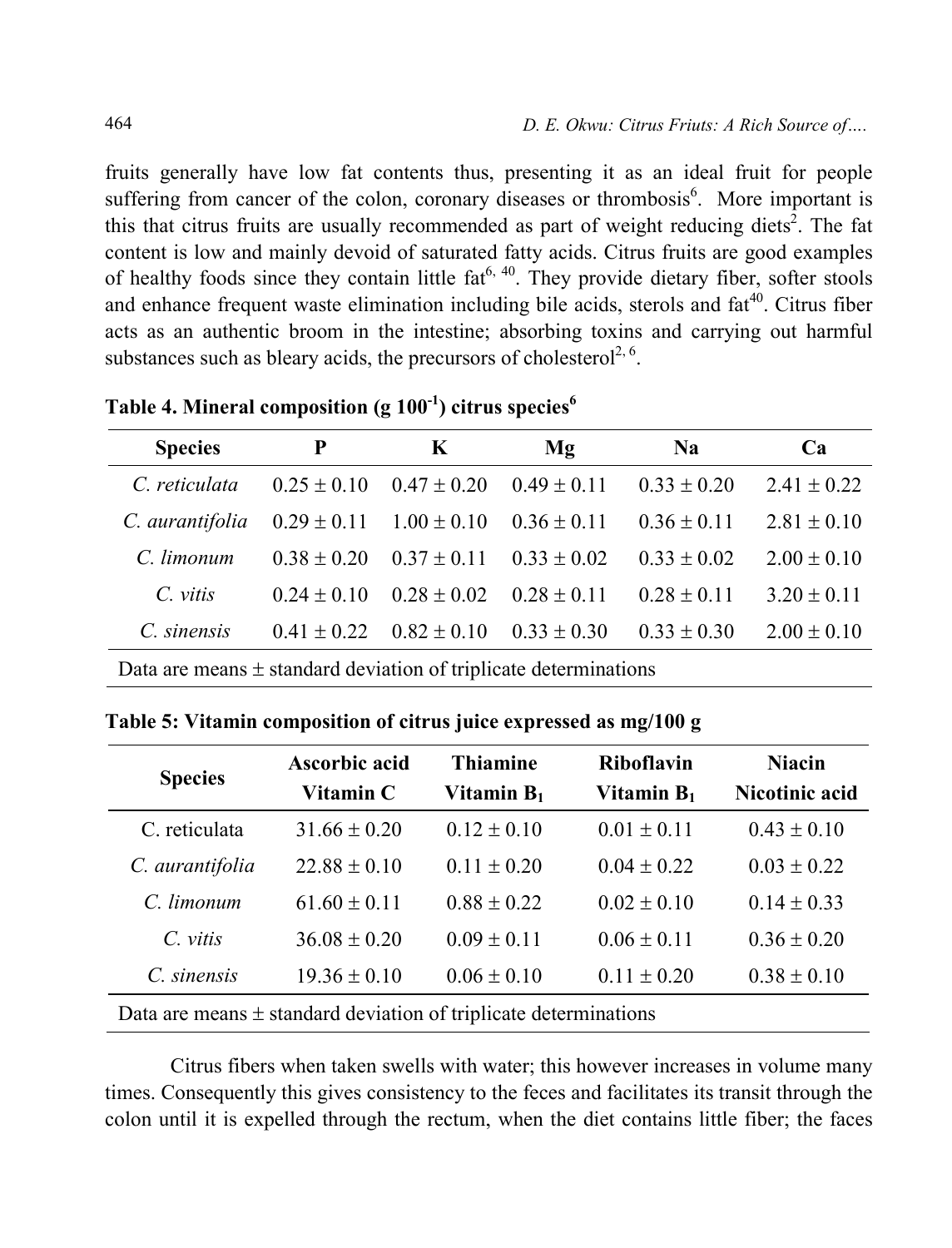fruits generally have low fat contents thus, presenting it as an ideal fruit for people suffering from cancer of the colon, coronary diseases or thrombosis[6]. More important is this that citrus fruits are usually recommended as part of weight reducing diets[2]. The fat content is low and mainly devoid of saturated fatty acids. Citrus fruits are good examples of healthy foods since they contain little fat[6, 40]. They provide dietary fiber, softer stools and enhance frequent waste elimination including bile acids, sterols and fat[40]. Citrus fiber acts as an authentic broom in the intestine; absorbing toxins and carrying out harmful substances such as bleary acids, the precursors of cholesterol[2, 6].

**Table 4. Mineral composition (g $100^{-1}$) citrus species[6]**

| Species | P | K | Mg | Na | Ca |
|---|---|---|---|---|---|
| *C. reticulata* | 0.25 ± 0.10 | 0.47 ± 0.20 | 0.49 ± 0.11 | 0.33 ± 0.20 | 2.41 ± 0.22 |
| *C. aurantifolia* | 0.29 ± 0.11 | 1.00 ± 0.10 | 0.36 ± 0.11 | 0.36 ± 0.11 | 2.81 ± 0.10 |
| *C. limonum* | 0.38 ± 0.20 | 0.37 ± 0.11 | 0.33 ± 0.02 | 0.33 ± 0.02 | 2.00 ± 0.10 |
| *C. vitis* | 0.24 ± 0.10 | 0.28 ± 0.02 | 0.28 ± 0.11 | 0.28 ± 0.11 | 3.20 ± 0.11 |
| *C. sinensis* | 0.41 ± 0.22 | 0.82 ± 0.10 | 0.33 ± 0.30 | 0.33 ± 0.30 | 2.00 ± 0.10 |

Data are means ± standard deviation of triplicate determinations

**Table 5: Vitamin composition of citrus juice expressed as mg/100 g**

| Species | Ascorbic acid Vitamin C | Thiamine Vitamin $B_1$ | Riboflavin Vitamin $B_1$ | Niacin Nicotinic acid |
|---|---|---|---|---|
| C. reticulata | 31.66 ± 0.20 | 0.12 ± 0.10 | 0.01 ± 0.11 | 0.43 ± 0.10 |
| *C. aurantifolia* | 22.88 ± 0.10 | 0.11 ± 0.20 | 0.04 ± 0.22 | 0.03 ± 0.22 |
| *C. limonum* | 61.60 ± 0.11 | 0.88 ± 0.22 | 0.02 ± 0.10 | 0.14 ± 0.33 |
| *C. vitis* | 36.08 ± 0.20 | 0.09 ± 0.11 | 0.06 ± 0.11 | 0.36 ± 0.20 |
| *C. sinensis* | 19.36 ± 0.10 | 0.06 ± 0.10 | 0.11 ± 0.20 | 0.38 ± 0.10 |

Data are means ± standard deviation of triplicate determinations

Citrus fibers when taken swells with water; this however increases in volume many times. Consequently this gives consistency to the feces and facilitates its transit through the colon until it is expelled through the rectum, when the diet contains little fiber; the faces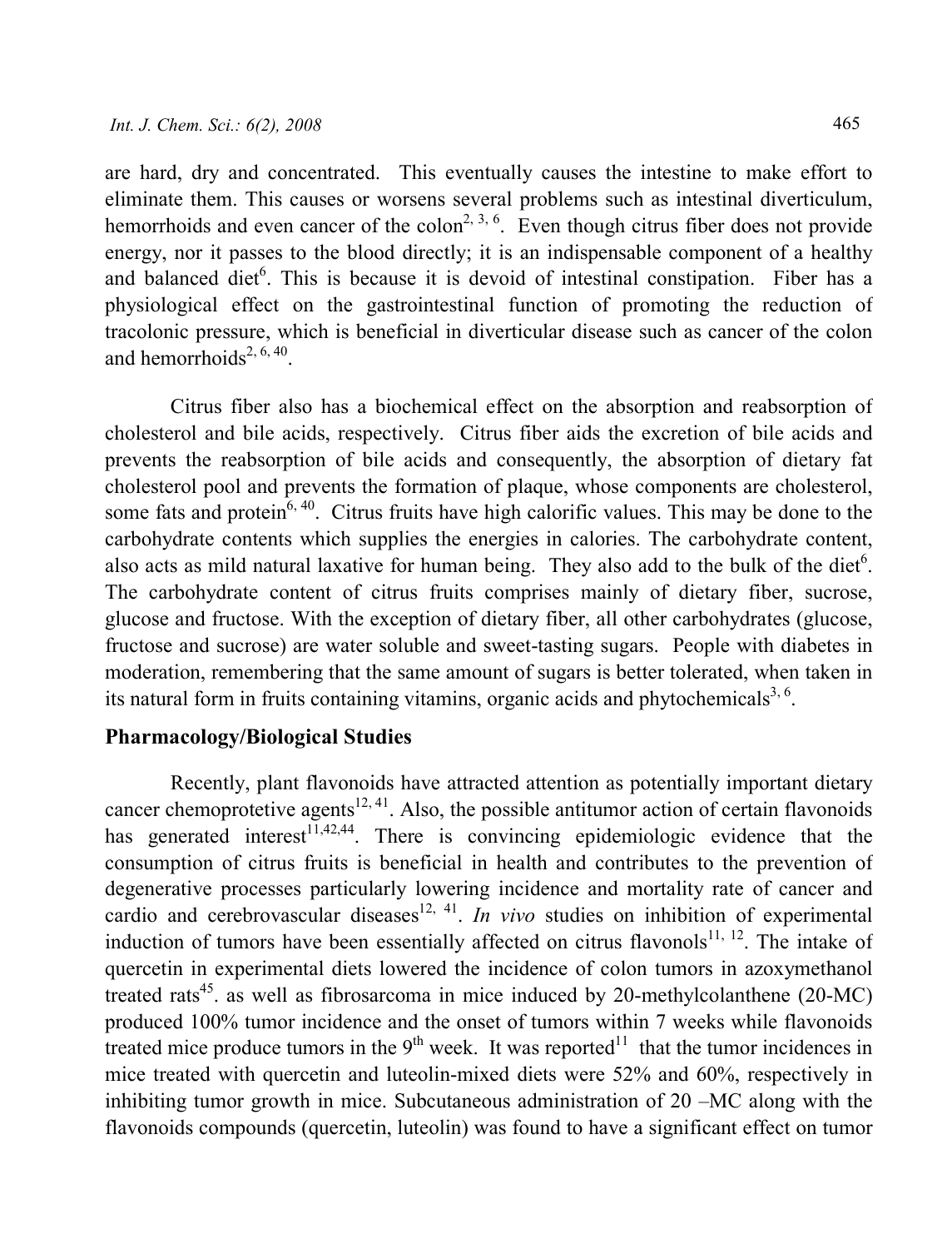are hard, dry and concentrated. This eventually causes the intestine to make effort to eliminate them. This causes or worsens several problems such as intestinal diverticulum, hemorrhoids and even cancer of the colon[2, 3, 6]. Even though citrus fiber does not provide energy, nor it passes to the blood directly; it is an indispensable component of a healthy and balanced diet[6]. This is because it is devoid of intestinal constipation. Fiber has a physiological effect on the gastrointestinal function of promoting the reduction of tracolonic pressure, which is beneficial in diverticular disease such as cancer of the colon and hemorrhoids[2, 6, 40].

Citrus fiber also has a biochemical effect on the absorption and reabsorption of cholesterol and bile acids, respectively. Citrus fiber aids the excretion of bile acids and prevents the reabsorption of bile acids and consequently, the absorption of dietary fat cholesterol pool and prevents the formation of plaque, whose components are cholesterol, some fats and protein[6, 40]. Citrus fruits have high calorific values. This may be done to the carbohydrate contents which supplies the energies in calories. The carbohydrate content, also acts as mild natural laxative for human being. They also add to the bulk of the diet[6]. The carbohydrate content of citrus fruits comprises mainly of dietary fiber, sucrose, glucose and fructose. With the exception of dietary fiber, all other carbohydrates (glucose, fructose and sucrose) are water soluble and sweet-tasting sugars. People with diabetes in moderation, remembering that the same amount of sugars is better tolerated, when taken in its natural form in fruits containing vitamins, organic acids and phytochemicals[3, 6].

## Pharmacology/Biological Studies

Recently, plant flavonoids have attracted attention as potentially important dietary cancer chemoprotetive agents[12, 41]. Also, the possible antitumor action of certain flavonoids has generated interest[11,42,44]. There is convincing epidemiologic evidence that the consumption of citrus fruits is beneficial in health and contributes to the prevention of degenerative processes particularly lowering incidence and mortality rate of cancer and cardio and cerebrovascular diseases[12, 41]. *In vivo* studies on inhibition of experimental induction of tumors have been essentially affected on citrus flavonols[11, 12]. The intake of quercetin in experimental diets lowered the incidence of colon tumors in azoxymethanol treated rats[45]. as well as fibrosarcoma in mice induced by 20-methylcolanthene (20-MC) produced 100% tumor incidence and the onset of tumors within 7 weeks while flavonoids treated mice produce tumors in the 9th week. It was reported[11] that the tumor incidences in mice treated with quercetin and luteolin-mixed diets were 52% and 60%, respectively in inhibiting tumor growth in mice. Subcutaneous administration of 20 –MC along with the flavonoids compounds (quercetin, luteolin) was found to have a significant effect on tumor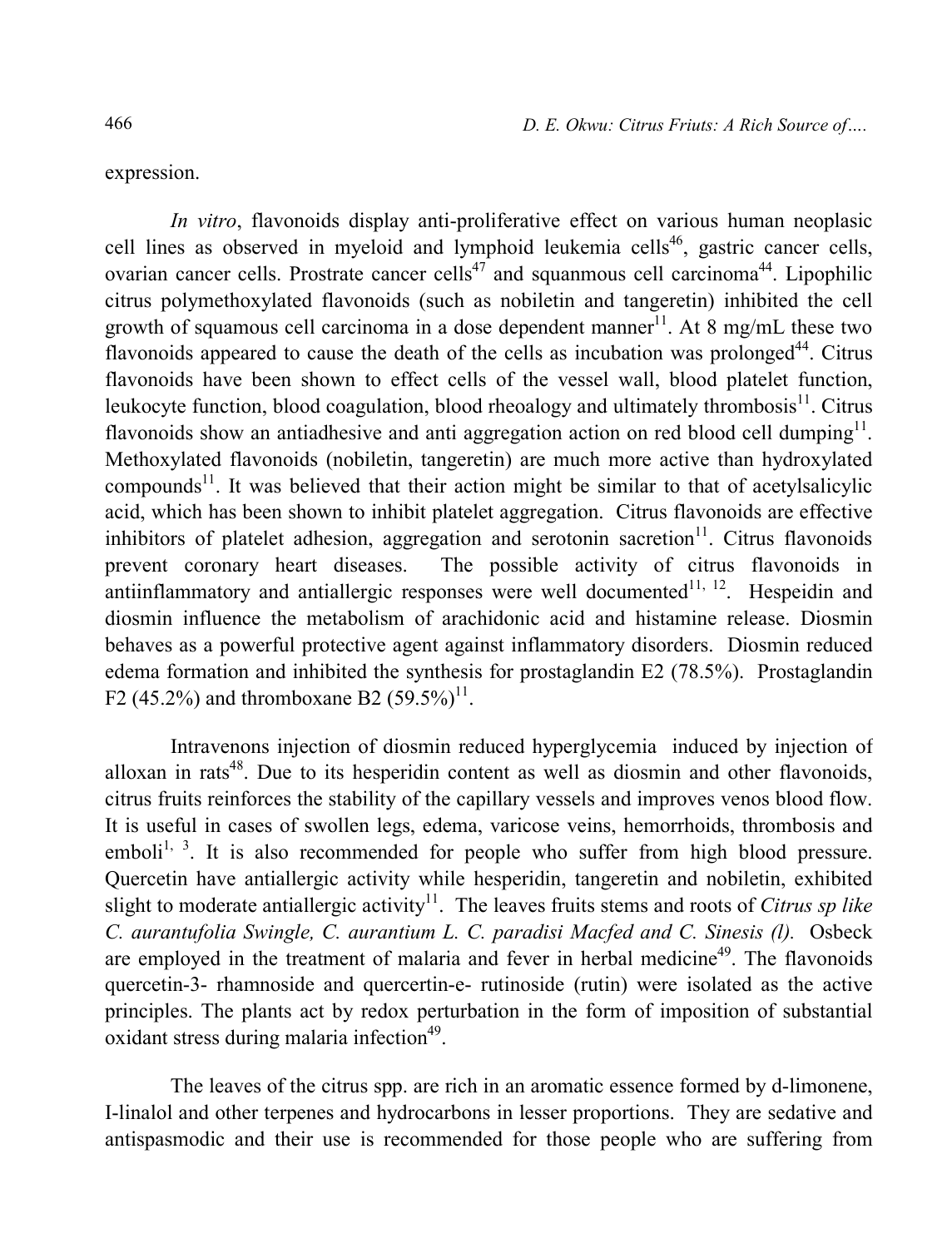expression.

*In vitro*, flavonoids display anti-proliferative effect on various human neoplasic cell lines as observed in myeloid and lymphoid leukemia cells[46], gastric cancer cells, ovarian cancer cells. Prostrate cancer cells[47] and squanmous cell carcinoma[44]. Lipophilic citrus polymethoxylated flavonoids (such as nobiletin and tangeretin) inhibited the cell growth of squamous cell carcinoma in a dose dependent manner[11]. At 8 mg/mL these two flavonoids appeared to cause the death of the cells as incubation was prolonged[44]. Citrus flavonoids have been shown to effect cells of the vessel wall, blood platelet function, leukocyte function, blood coagulation, blood rheoalogy and ultimately thrombosis[11]. Citrus flavonoids show an antiadhesive and anti aggregation action on red blood cell dumping[11]. Methoxylated flavonoids (nobiletin, tangeretin) are much more active than hydroxylated compounds[11]. It was believed that their action might be similar to that of acetylsalicylic acid, which has been shown to inhibit platelet aggregation. Citrus flavonoids are effective inhibitors of platelet adhesion, aggregation and serotonin sacretion[11]. Citrus flavonoids prevent coronary heart diseases. The possible activity of citrus flavonoids in antiinflammatory and antiallergic responses were well documented[11, 12]. Hespeidin and diosmin influence the metabolism of arachidonic acid and histamine release. Diosmin behaves as a powerful protective agent against inflammatory disorders. Diosmin reduced edema formation and inhibited the synthesis for prostaglandin E2 (78.5%). Prostaglandin F2 (45.2%) and thromboxane B2 (59.5%)[11].

Intravenons injection of diosmin reduced hyperglycemia induced by injection of alloxan in rats[48]. Due to its hesperidin content as well as diosmin and other flavonoids, citrus fruits reinforces the stability of the capillary vessels and improves venos blood flow. It is useful in cases of swollen legs, edema, varicose veins, hemorrhoids, thrombosis and emboli[1, 3]. It is also recommended for people who suffer from high blood pressure. Quercetin have antiallergic activity while hesperidin, tangeretin and nobiletin, exhibited slight to moderate antiallergic activity[11]. The leaves fruits stems and roots of *Citrus sp like C. aurantufolia Swingle, C. aurantium L. C. paradisi Macfed and C. Sinesis (l).* Osbeck are employed in the treatment of malaria and fever in herbal medicine[49]. The flavonoids quercetin-3- rhamnoside and quercertin-e- rutinoside (rutin) were isolated as the active principles. The plants act by redox perturbation in the form of imposition of substantial oxidant stress during malaria infection[49].

The leaves of the citrus spp. are rich in an aromatic essence formed by d-limonene, I-linalol and other terpenes and hydrocarbons in lesser proportions. They are sedative and antispasmodic and their use is recommended for those people who are suffering from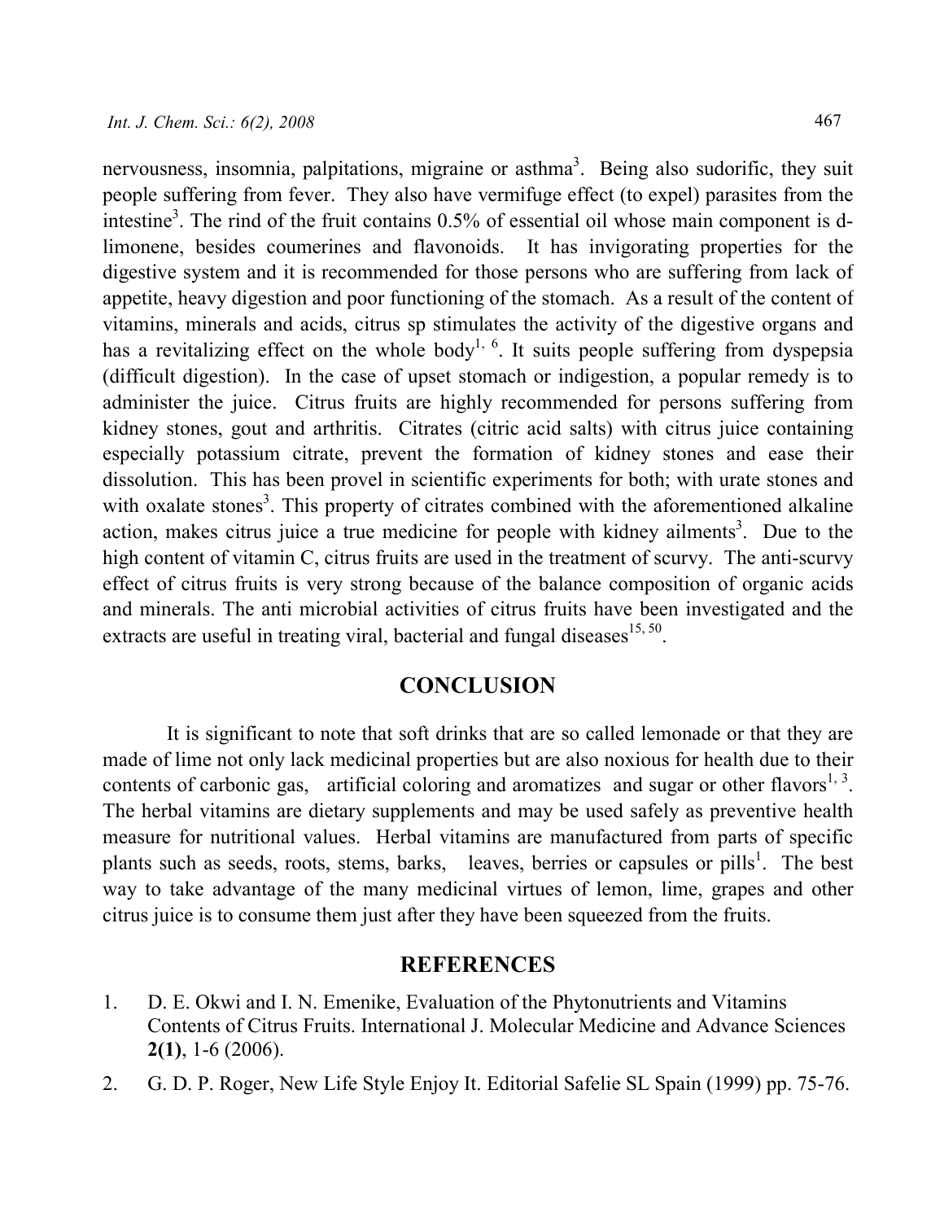nervousness, insomnia, palpitations, migraine or asthma[3]. Being also sudorific, they suit people suffering from fever. They also have vermifuge effect (to expel) parasites from the intestine[3]. The rind of the fruit contains 0.5% of essential oil whose main component is d-limonene, besides coumerines and flavonoids. It has invigorating properties for the digestive system and it is recommended for those persons who are suffering from lack of appetite, heavy digestion and poor functioning of the stomach. As a result of the content of vitamins, minerals and acids, citrus sp stimulates the activity of the digestive organs and has a revitalizing effect on the whole body[1, 6]. It suits people suffering from dyspepsia (difficult digestion). In the case of upset stomach or indigestion, a popular remedy is to administer the juice. Citrus fruits are highly recommended for persons suffering from kidney stones, gout and arthritis. Citrates (citric acid salts) with citrus juice containing especially potassium citrate, prevent the formation of kidney stones and ease their dissolution. This has been provel in scientific experiments for both; with urate stones and with oxalate stones[3]. This property of citrates combined with the aforementioned alkaline action, makes citrus juice a true medicine for people with kidney ailments[3]. Due to the high content of vitamin C, citrus fruits are used in the treatment of scurvy. The anti-scurvy effect of citrus fruits is very strong because of the balance composition of organic acids and minerals. The anti microbial activities of citrus fruits have been investigated and the extracts are useful in treating viral, bacterial and fungal diseases[15, 50].

## CONCLUSION

It is significant to note that soft drinks that are so called lemonade or that they are made of lime not only lack medicinal properties but are also noxious for health due to their contents of carbonic gas, artificial coloring and aromatizes and sugar or other flavors[1, 3]. The herbal vitamins are dietary supplements and may be used safely as preventive health measure for nutritional values. Herbal vitamins are manufactured from parts of specific plants such as seeds, roots, stems, barks, leaves, berries or capsules or pills[1]. The best way to take advantage of the many medicinal virtues of lemon, lime, grapes and other citrus juice is to consume them just after they have been squeezed from the fruits.

## REFERENCES

1. D. E. Okwi and I. N. Emenike, Evaluation of the Phytonutrients and Vitamins Contents of Citrus Fruits. International J. Molecular Medicine and Advance Sciences **2(1)**, 1-6 (2006).
2. G. D. P. Roger, New Life Style Enjoy It. Editorial Safelie SL Spain (1999) pp. 75-76.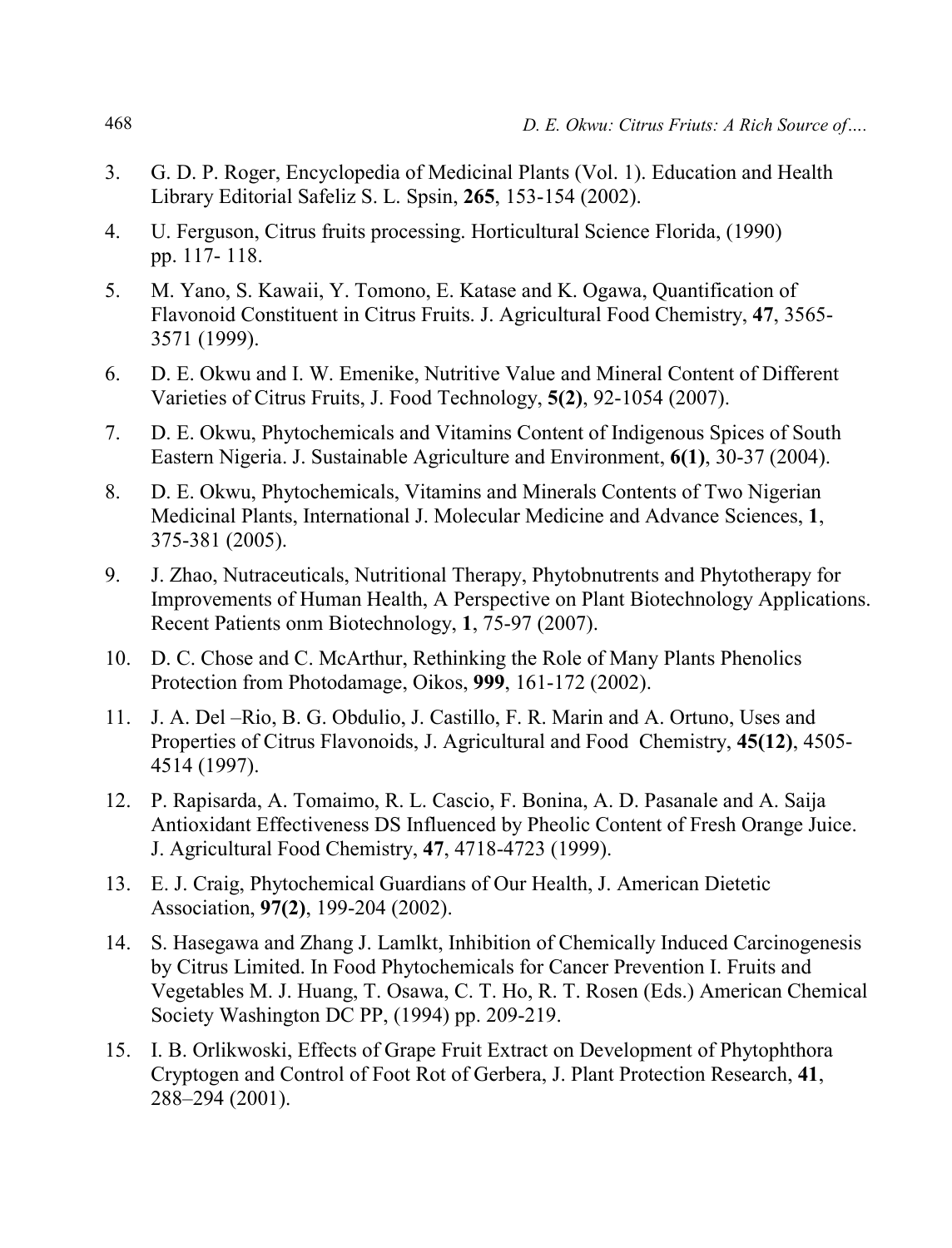3. G. D. P. Roger, Encyclopedia of Medicinal Plants (Vol. 1). Education and Health Library Editorial Safeliz S. L. Spsin, **265**, 153-154 (2002).
4. U. Ferguson, Citrus fruits processing. Horticultural Science Florida, (1990) pp. 117- 118.
5. M. Yano, S. Kawaii, Y. Tomono, E. Katase and K. Ogawa, Quantification of Flavonoid Constituent in Citrus Fruits. J. Agricultural Food Chemistry, **47**, 3565-3571 (1999).
6. D. E. Okwu and I. W. Emenike, Nutritive Value and Mineral Content of Different Varieties of Citrus Fruits, J. Food Technology, **5(2)**, 92-1054 (2007).
7. D. E. Okwu, Phytochemicals and Vitamins Content of Indigenous Spices of South Eastern Nigeria. J. Sustainable Agriculture and Environment, **6(1)**, 30-37 (2004).
8. D. E. Okwu, Phytochemicals, Vitamins and Minerals Contents of Two Nigerian Medicinal Plants, International J. Molecular Medicine and Advance Sciences, **1**, 375-381 (2005).
9. J. Zhao, Nutraceuticals, Nutritional Therapy, Phytobnutrents and Phytotherapy for Improvements of Human Health, A Perspective on Plant Biotechnology Applications. Recent Patients onm Biotechnology, **1**, 75-97 (2007).
10. D. C. Chose and C. McArthur, Rethinking the Role of Many Plants Phenolics Protection from Photodamage, Oikos, **999**, 161-172 (2002).
11. J. A. Del –Rio, B. G. Obdulio, J. Castillo, F. R. Marin and A. Ortuno, Uses and Properties of Citrus Flavonoids, J. Agricultural and Food Chemistry, **45(12)**, 4505-4514 (1997).
12. P. Rapisarda, A. Tomaimo, R. L. Cascio, F. Bonina, A. D. Pasanale and A. Saija Antioxidant Effectiveness DS Influenced by Pheolic Content of Fresh Orange Juice. J. Agricultural Food Chemistry, **47**, 4718-4723 (1999).
13. E. J. Craig, Phytochemical Guardians of Our Health, J. American Dietetic Association, **97(2)**, 199-204 (2002).
14. S. Hasegawa and Zhang J. Lamlkt, Inhibition of Chemically Induced Carcinogenesis by Citrus Limited. In Food Phytochemicals for Cancer Prevention I. Fruits and Vegetables M. J. Huang, T. Osawa, C. T. Ho, R. T. Rosen (Eds.) American Chemical Society Washington DC PP, (1994) pp. 209-219.
15. I. B. Orlikwoski, Effects of Grape Fruit Extract on Development of Phytophthora Cryptogen and Control of Foot Rot of Gerbera, J. Plant Protection Research, **41**, 288–294 (2001).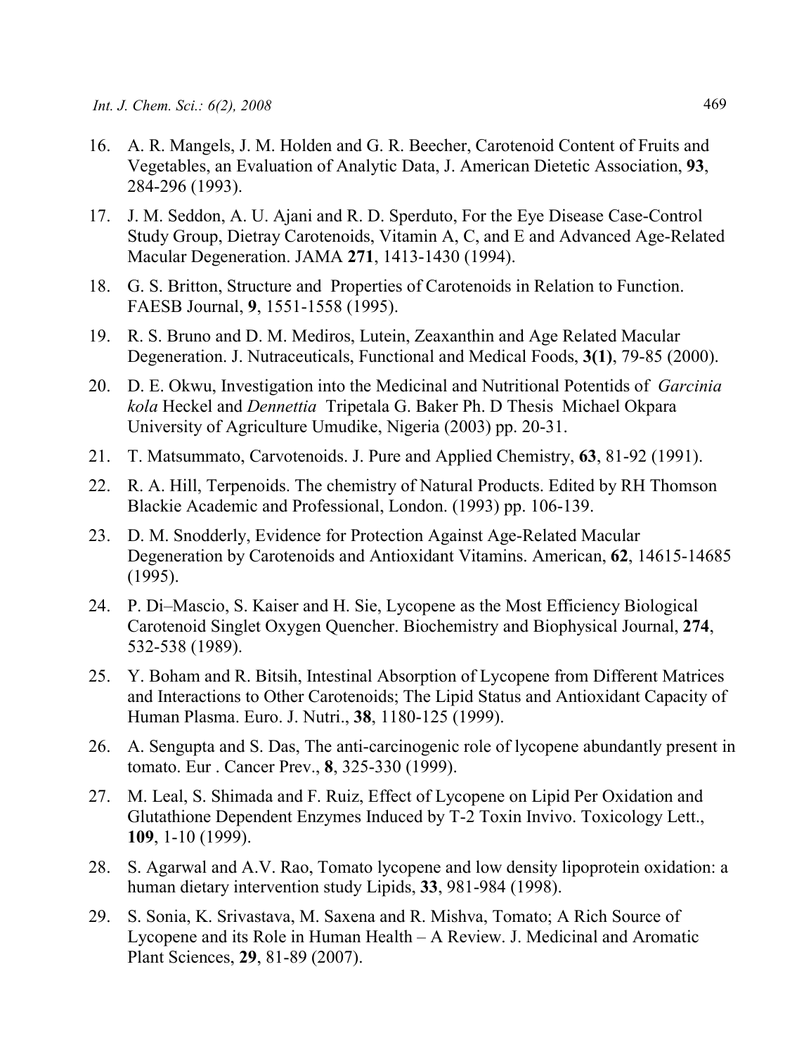16. A. R. Mangels, J. M. Holden and G. R. Beecher, Carotenoid Content of Fruits and Vegetables, an Evaluation of Analytic Data, J. American Dietetic Association, **93**, 284-296 (1993).

17. J. M. Seddon, A. U. Ajani and R. D. Sperduto, For the Eye Disease Case-Control Study Group, Dietray Carotenoids, Vitamin A, C, and E and Advanced Age-Related Macular Degeneration. JAMA **271**, 1413-1430 (1994).

18. G. S. Britton, Structure and Properties of Carotenoids in Relation to Function. FAESB Journal, **9**, 1551-1558 (1995).

19. R. S. Bruno and D. M. Mediros, Lutein, Zeaxanthin and Age Related Macular Degeneration. J. Nutraceuticals, Functional and Medical Foods, **3(1)**, 79-85 (2000).

20. D. E. Okwu, Investigation into the Medicinal and Nutritional Potentids of *Garcinia kola* Heckel and *Dennettia* Tripetala G. Baker Ph. D Thesis Michael Okpara University of Agriculture Umudike, Nigeria (2003) pp. 20-31.

21. T. Matsummato, Carvotenoids. J. Pure and Applied Chemistry, **63**, 81-92 (1991).

22. R. A. Hill, Terpenoids. The chemistry of Natural Products. Edited by RH Thomson Blackie Academic and Professional, London. (1993) pp. 106-139.

23. D. M. Snodderly, Evidence for Protection Against Age-Related Macular Degeneration by Carotenoids and Antioxidant Vitamins. American, **62**, 14615-14685 (1995).

24. P. Di–Mascio, S. Kaiser and H. Sie, Lycopene as the Most Efficiency Biological Carotenoid Singlet Oxygen Quencher. Biochemistry and Biophysical Journal, **274**, 532-538 (1989).

25. Y. Boham and R. Bitsih, Intestinal Absorption of Lycopene from Different Matrices and Interactions to Other Carotenoids; The Lipid Status and Antioxidant Capacity of Human Plasma. Euro. J. Nutri., **38**, 1180-125 (1999).

26. A. Sengupta and S. Das, The anti-carcinogenic role of lycopene abundantly present in tomato. Eur . Cancer Prev., **8**, 325-330 (1999).

27. M. Leal, S. Shimada and F. Ruiz, Effect of Lycopene on Lipid Per Oxidation and Glutathione Dependent Enzymes Induced by T-2 Toxin Invivo. Toxicology Lett., **109**, 1-10 (1999).

28. S. Agarwal and A.V. Rao, Tomato lycopene and low density lipoprotein oxidation: a human dietary intervention study Lipids, **33**, 981-984 (1998).

29. S. Sonia, K. Srivastava, M. Saxena and R. Mishva, Tomato; A Rich Source of Lycopene and its Role in Human Health – A Review. J. Medicinal and Aromatic Plant Sciences, **29**, 81-89 (2007).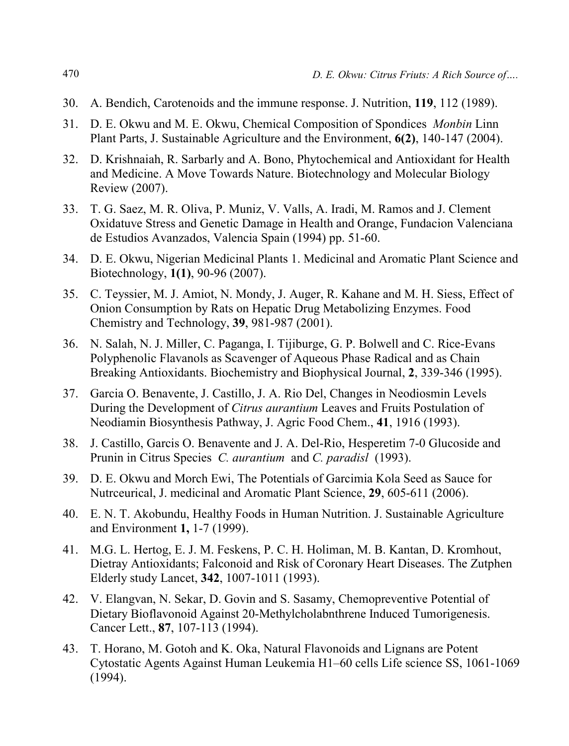30. A. Bendich, Carotenoids and the immune response. J. Nutrition, **119**, 112 (1989).
31. D. E. Okwu and M. E. Okwu, Chemical Composition of Spondices *Monbin* Linn Plant Parts, J. Sustainable Agriculture and the Environment, **6(2)**, 140-147 (2004).
32. D. Krishnaiah, R. Sarbarly and A. Bono, Phytochemical and Antioxidant for Health and Medicine. A Move Towards Nature. Biotechnology and Molecular Biology Review (2007).
33. T. G. Saez, M. R. Oliva, P. Muniz, V. Valls, A. Iradi, M. Ramos and J. Clement Oxidatuve Stress and Genetic Damage in Health and Orange, Fundacion Valenciana de Estudios Avanzados, Valencia Spain (1994) pp. 51-60.
34. D. E. Okwu, Nigerian Medicinal Plants 1. Medicinal and Aromatic Plant Science and Biotechnology, **1(1)**, 90-96 (2007).
35. C. Teyssier, M. J. Amiot, N. Mondy, J. Auger, R. Kahane and M. H. Siess, Effect of Onion Consumption by Rats on Hepatic Drug Metabolizing Enzymes. Food Chemistry and Technology, **39**, 981-987 (2001).
36. N. Salah, N. J. Miller, C. Paganga, I. Tijiburge, G. P. Bolwell and C. Rice-Evans Polyphenolic Flavanols as Scavenger of Aqueous Phase Radical and as Chain Breaking Antioxidants. Biochemistry and Biophysical Journal, **2**, 339-346 (1995).
37. Garcia O. Benavente, J. Castillo, J. A. Rio Del, Changes in Neodiosmin Levels During the Development of *Citrus aurantium* Leaves and Fruits Postulation of Neodiamin Biosynthesis Pathway, J. Agric Food Chem., **41**, 1916 (1993).
38. J. Castillo, Garcis O. Benavente and J. A. Del-Rio, Hesperetim 7-0 Glucoside and Prunin in Citrus Species *C. aurantium* and *C. paradisl* (1993).
39. D. E. Okwu and Morch Ewi, The Potentials of Garcimia Kola Seed as Sauce for Nutrceurical, J. medicinal and Aromatic Plant Science, **29**, 605-611 (2006).
40. E. N. T. Akobundu, Healthy Foods in Human Nutrition. J. Sustainable Agriculture and Environment **1,** 1-7 (1999).
41. M.G. L. Hertog, E. J. M. Feskens, P. C. H. Holiman, M. B. Kantan, D. Kromhout, Dietray Antioxidants; Falconoid and Risk of Coronary Heart Diseases. The Zutphen Elderly study Lancet, **342**, 1007-1011 (1993).
42. V. Elangvan, N. Sekar, D. Govin and S. Sasamy, Chemopreventive Potential of Dietary Bioflavonoid Against 20-Methylcholabnthrene Induced Tumorigenesis. Cancer Lett., **87**, 107-113 (1994).
43. T. Horano, M. Gotoh and K. Oka, Natural Flavonoids and Lignans are Potent Cytostatic Agents Against Human Leukemia H1–60 cells Life science SS, 1061-1069 (1994).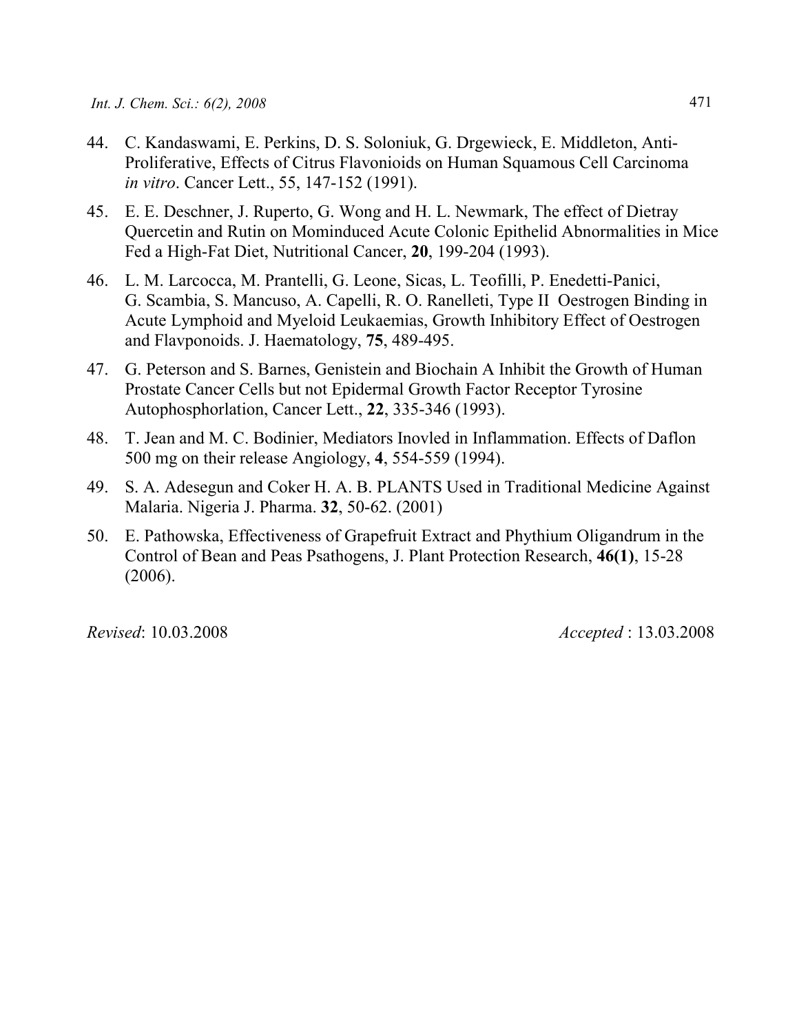44. C. Kandaswami, E. Perkins, D. S. Soloniuk, G. Drgewieck, E. Middleton, Anti-Proliferative, Effects of Citrus Flavonioids on Human Squamous Cell Carcinoma *in vitro*. Cancer Lett., 55, 147-152 (1991).

45. E. E. Deschner, J. Ruperto, G. Wong and H. L. Newmark, The effect of Dietray Quercetin and Rutin on Mominduced Acute Colonic Epithelid Abnormalities in Mice Fed a High-Fat Diet, Nutritional Cancer, **20**, 199-204 (1993).

46. L. M. Larcocca, M. Prantelli, G. Leone, Sicas, L. Teofilli, P. Enedetti-Panici, G. Scambia, S. Mancuso, A. Capelli, R. O. Ranelleti, Type II Oestrogen Binding in Acute Lymphoid and Myeloid Leukaemias, Growth Inhibitory Effect of Oestrogen and Flavponoids. J. Haematology, **75**, 489-495.

47. G. Peterson and S. Barnes, Genistein and Biochain A Inhibit the Growth of Human Prostate Cancer Cells but not Epidermal Growth Factor Receptor Tyrosine Autophosphorlation, Cancer Lett., **22**, 335-346 (1993).

48. T. Jean and M. C. Bodinier, Mediators Inovled in Inflammation. Effects of Daflon 500 mg on their release Angiology, **4**, 554-559 (1994).

49. S. A. Adesegun and Coker H. A. B. PLANTS Used in Traditional Medicine Against Malaria. Nigeria J. Pharma. **32**, 50-62. (2001)

50. E. Pathowska, Effectiveness of Grapefruit Extract and Phythium Oligandrum in the Control of Bean and Peas Psathogens, J. Plant Protection Research, **46(1)**, 15-28 (2006).

*Revised*: 10.03.2008 *Accepted* : 13.03.2008